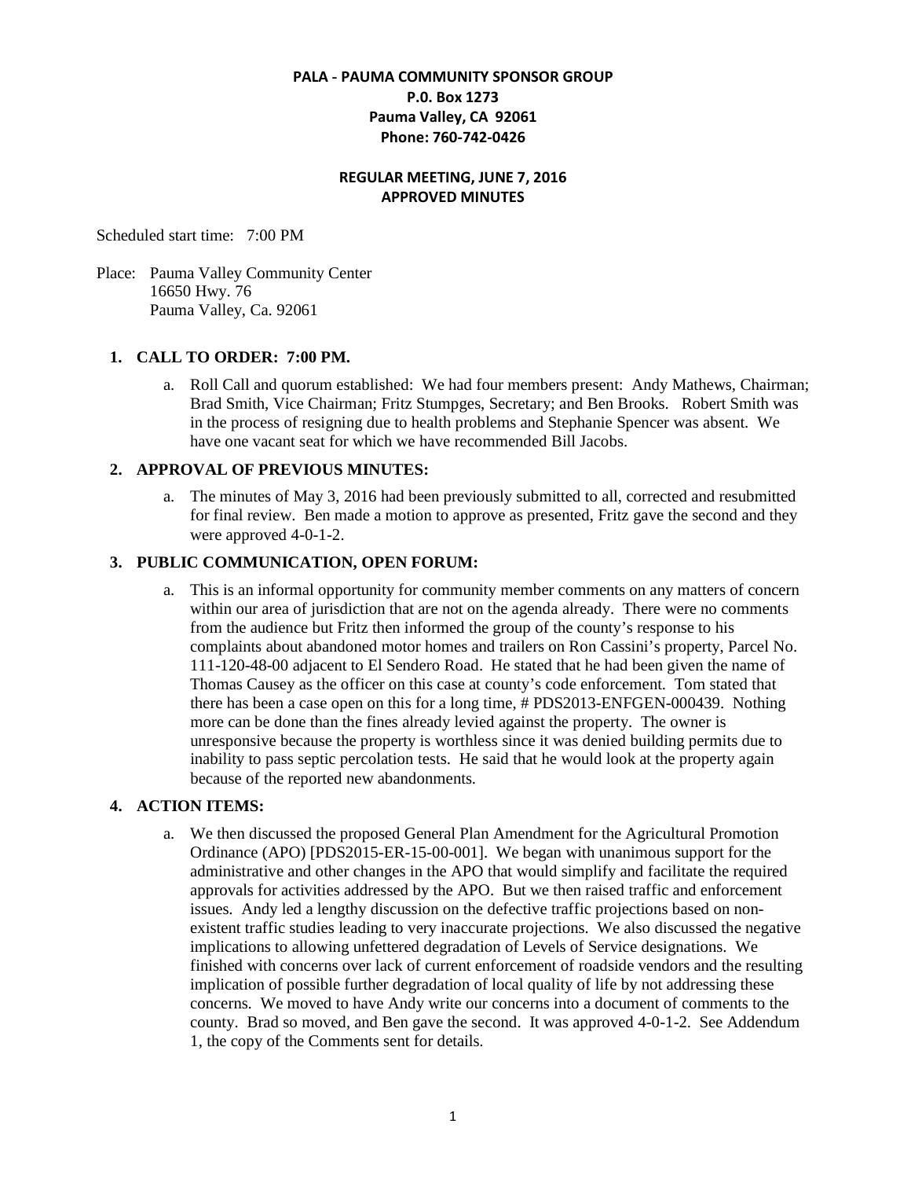**PALA - PAUMA COMMUNITY SPONSOR GROUP**
**P.0. Box 1273**
**Pauma Valley, CA 92061**
**Phone: 760-742-0426**

**REGULAR MEETING, JUNE 7, 2016**
**APPROVED MINUTES**

Scheduled start time: 7:00 PM

Place: Pauma Valley Community Center
16650 Hwy. 76
Pauma Valley, Ca. 92061

1. **CALL TO ORDER: 7:00 PM.**
   a. Roll Call and quorum established: We had four members present: Andy Mathews, Chairman; Brad Smith, Vice Chairman; Fritz Stumpges, Secretary; and Ben Brooks. Robert Smith was in the process of resigning due to health problems and Stephanie Spencer was absent. We have one vacant seat for which we have recommended Bill Jacobs.

2. **APPROVAL OF PREVIOUS MINUTES:**
   a. The minutes of May 3, 2016 had been previously submitted to all, corrected and resubmitted for final review. Ben made a motion to approve as presented, Fritz gave the second and they were approved 4-0-1-2.

3. **PUBLIC COMMUNICATION, OPEN FORUM:**
   a. This is an informal opportunity for community member comments on any matters of concern within our area of jurisdiction that are not on the agenda already. There were no comments from the audience but Fritz then informed the group of the county's response to his complaints about abandoned motor homes and trailers on Ron Cassini's property, Parcel No. 111-120-48-00 adjacent to El Sendero Road. He stated that he had been given the name of Thomas Causey as the officer on this case at county's code enforcement. Tom stated that there has been a case open on this for a long time, # PDS2013-ENFGEN-000439. Nothing more can be done than the fines already levied against the property. The owner is unresponsive because the property is worthless since it was denied building permits due to inability to pass septic percolation tests. He said that he would look at the property again because of the reported new abandonments.

4. **ACTION ITEMS:**
   a. We then discussed the proposed General Plan Amendment for the Agricultural Promotion Ordinance (APO) [PDS2015-ER-15-00-001]. We began with unanimous support for the administrative and other changes in the APO that would simplify and facilitate the required approvals for activities addressed by the APO. But we then raised traffic and enforcement issues. Andy led a lengthy discussion on the defective traffic projections based on non-existent traffic studies leading to very inaccurate projections. We also discussed the negative implications to allowing unfettered degradation of Levels of Service designations. We finished with concerns over lack of current enforcement of roadside vendors and the resulting implication of possible further degradation of local quality of life by not addressing these concerns. We moved to have Andy write our concerns into a document of comments to the county. Brad so moved, and Ben gave the second. It was approved 4-0-1-2. See Addendum 1, the copy of the Comments sent for details.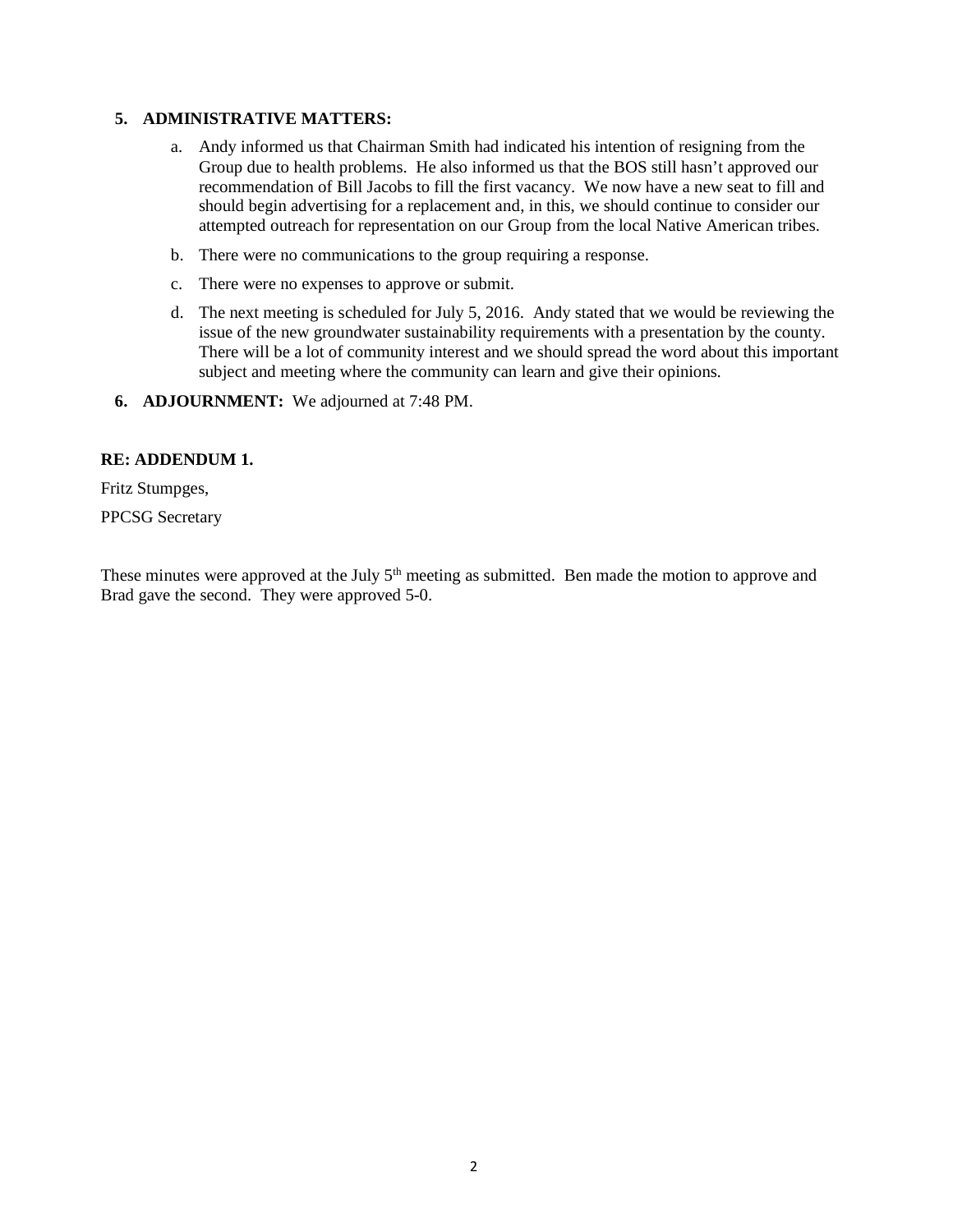5. **ADMINISTRATIVE MATTERS:**

    a. Andy informed us that Chairman Smith had indicated his intention of resigning from the Group due to health problems. He also informed us that the BOS still hasn't approved our recommendation of Bill Jacobs to fill the first vacancy. We now have a new seat to fill and should begin advertising for a replacement and, in this, we should continue to consider our attempted outreach for representation on our Group from the local Native American tribes.

    b. There were no communications to the group requiring a response.

    c. There were no expenses to approve or submit.

    d. The next meeting is scheduled for July 5, 2016. Andy stated that we would be reviewing the issue of the new groundwater sustainability requirements with a presentation by the county. There will be a lot of community interest and we should spread the word about this important subject and meeting where the community can learn and give their opinions.

6. **ADJOURNMENT:** We adjourned at 7:48 PM.

**RE: ADDENDUM 1.**

Fritz Stumpges,

PPCSG Secretary

These minutes were approved at the July 5th meeting as submitted. Ben made the motion to approve and Brad gave the second. They were approved 5-0.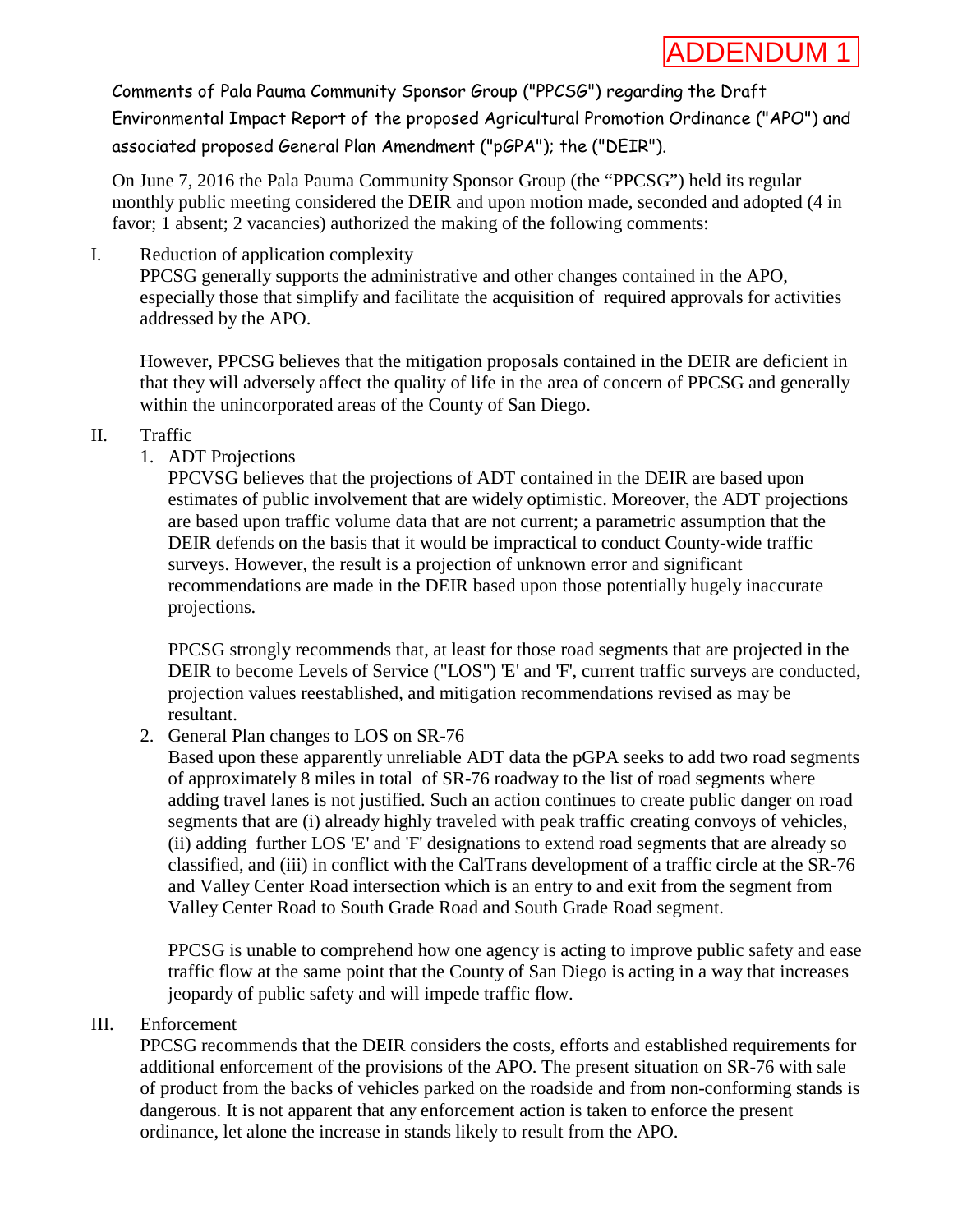ADDENDUM 1

Comments of Pala Pauma Community Sponsor Group ("PPCSG") regarding the Draft Environmental Impact Report of the proposed Agricultural Promotion Ordinance ("APO") and associated proposed General Plan Amendment ("pGPA"); the ("DEIR").

On June 7, 2016 the Pala Pauma Community Sponsor Group (the "PPCSG") held its regular monthly public meeting considered the DEIR and upon motion made, seconded and adopted (4 in favor; 1 absent; 2 vacancies) authorized the making of the following comments:

I. Reduction of application complexity

PPCSG generally supports the administrative and other changes contained in the APO, especially those that simplify and facilitate the acquisition of required approvals for activities addressed by the APO.

However, PPCSG believes that the mitigation proposals contained in the DEIR are deficient in that they will adversely affect the quality of life in the area of concern of PPCSG and generally within the unincorporated areas of the County of San Diego.

II. Traffic

1. ADT Projections

PPCVSG believes that the projections of ADT contained in the DEIR are based upon estimates of public involvement that are widely optimistic. Moreover, the ADT projections are based upon traffic volume data that are not current; a parametric assumption that the DEIR defends on the basis that it would be impractical to conduct County-wide traffic surveys. However, the result is a projection of unknown error and significant recommendations are made in the DEIR based upon those potentially hugely inaccurate projections.

PPCSG strongly recommends that, at least for those road segments that are projected in the DEIR to become Levels of Service ("LOS") 'E' and 'F', current traffic surveys are conducted, projection values reestablished, and mitigation recommendations revised as may be resultant.

2. General Plan changes to LOS on SR-76

Based upon these apparently unreliable ADT data the pGPA seeks to add two road segments of approximately 8 miles in total of SR-76 roadway to the list of road segments where adding travel lanes is not justified. Such an action continues to create public danger on road segments that are (i) already highly traveled with peak traffic creating convoys of vehicles, (ii) adding further LOS 'E' and 'F' designations to extend road segments that are already so classified, and (iii) in conflict with the CalTrans development of a traffic circle at the SR-76 and Valley Center Road intersection which is an entry to and exit from the segment from Valley Center Road to South Grade Road and South Grade Road segment.

PPCSG is unable to comprehend how one agency is acting to improve public safety and ease traffic flow at the same point that the County of San Diego is acting in a way that increases jeopardy of public safety and will impede traffic flow.

III. Enforcement

PPCSG recommends that the DEIR considers the costs, efforts and established requirements for additional enforcement of the provisions of the APO. The present situation on SR-76 with sale of product from the backs of vehicles parked on the roadside and from non-conforming stands is dangerous. It is not apparent that any enforcement action is taken to enforce the present ordinance, let alone the increase in stands likely to result from the APO.